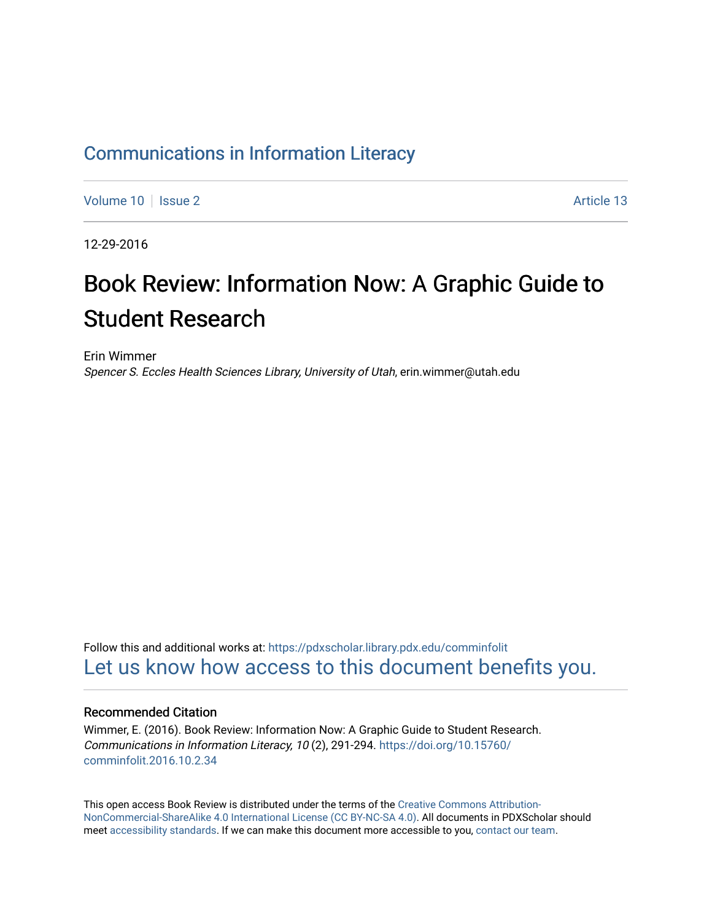Communications in Information Literacy

Volume 10 | Issue 2 | Article 13

12-29-2016

# Book Review: Information Now: A Graphic Guide to Student Research

Erin Wimmer
*Spencer S. Eccles Health Sciences Library, University of Utah*, erin.wimmer@utah.edu

Follow this and additional works at: https://pdxscholar.library.pdx.edu/comminfolit
Let us know how access to this document benefits you.

### Recommended Citation

Wimmer, E. (2016). Book Review: Information Now: A Graphic Guide to Student Research. *Communications in Information Literacy, 10* (2), 291-294. https://doi.org/10.15760/comminfolit.2016.10.2.34

This open access Book Review is distributed under the terms of the Creative Commons Attribution-NonCommercial-ShareAlike 4.0 International License (CC BY-NC-SA 4.0). All documents in PDXScholar should meet accessibility standards. If we can make this document more accessible to you, contact our team.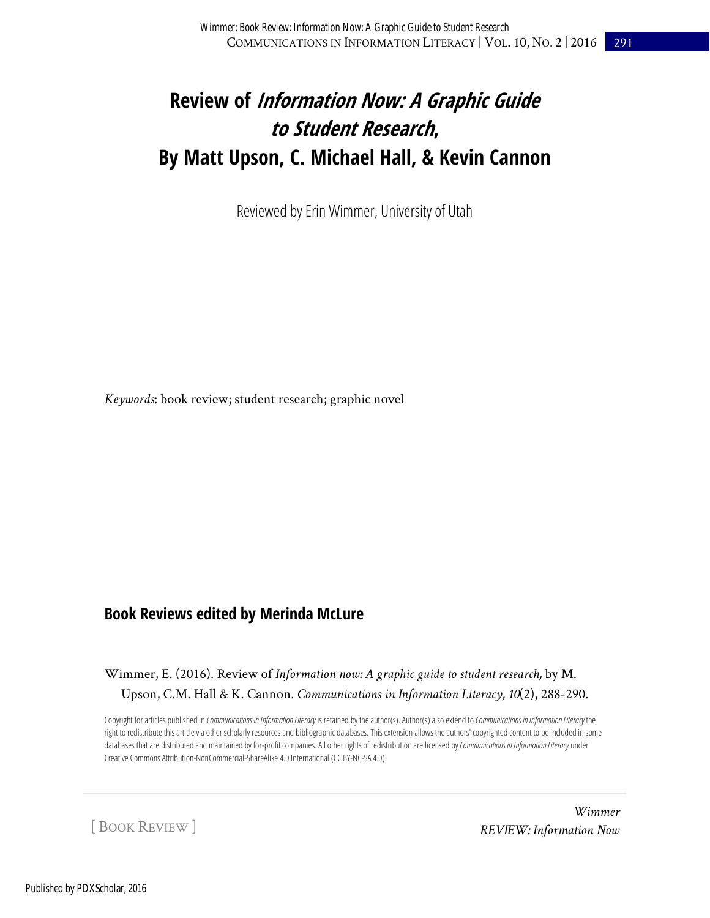# Review of *Information Now: A Graphic Guide to Student Research*, By Matt Upson, C. Michael Hall, & Kevin Cannon

Reviewed by Erin Wimmer, University of Utah

*Keywords*: book review; student research; graphic novel

## Book Reviews edited by Merinda McLure

Wimmer, E. (2016). Review of *Information now: A graphic guide to student research,* by M. Upson, C.M. Hall & K. Cannon. *Communications in Information Literacy, 10*(2), 288-290.

Copyright for articles published in *Communications in Information Literacy* is retained by the author(s). Author(s) also extend to *Communications in Information Literacy* the right to redistribute this article via other scholarly resources and bibliographic databases. This extension allows the authors' copyrighted content to be included in some databases that are distributed and maintained by for-profit companies. All other rights of redistribution are licensed by *Communications in Information Literacy* under Creative Commons Attribution-NonCommercial-ShareAlike 4.0 International (CC BY-NC-SA 4.0).

[ BOOK REVIEW ]

*Wimmer*
*REVIEW: Information Now*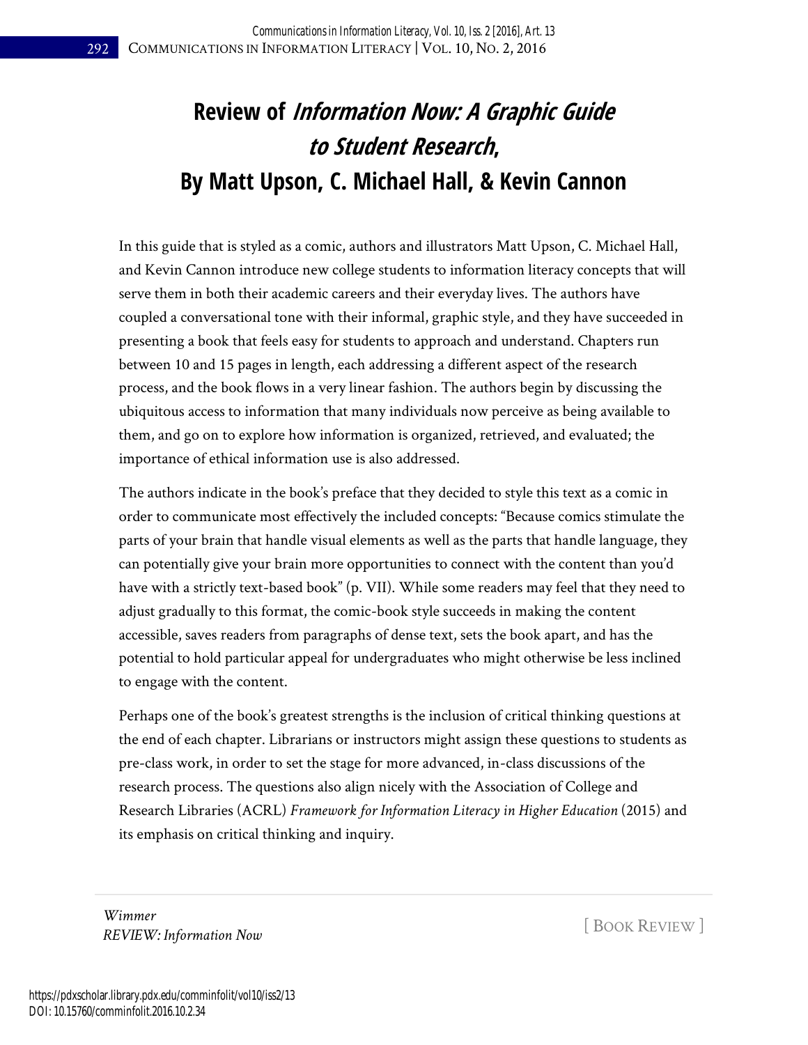# Review of *Information Now: A Graphic Guide to Student Research*, By Matt Upson, C. Michael Hall, & Kevin Cannon

In this guide that is styled as a comic, authors and illustrators Matt Upson, C. Michael Hall, and Kevin Cannon introduce new college students to information literacy concepts that will serve them in both their academic careers and their everyday lives. The authors have coupled a conversational tone with their informal, graphic style, and they have succeeded in presenting a book that feels easy for students to approach and understand. Chapters run between 10 and 15 pages in length, each addressing a different aspect of the research process, and the book flows in a very linear fashion. The authors begin by discussing the ubiquitous access to information that many individuals now perceive as being available to them, and go on to explore how information is organized, retrieved, and evaluated; the importance of ethical information use is also addressed.

The authors indicate in the book's preface that they decided to style this text as a comic in order to communicate most effectively the included concepts: "Because comics stimulate the parts of your brain that handle visual elements as well as the parts that handle language, they can potentially give your brain more opportunities to connect with the content than you'd have with a strictly text-based book" (p. VII). While some readers may feel that they need to adjust gradually to this format, the comic-book style succeeds in making the content accessible, saves readers from paragraphs of dense text, sets the book apart, and has the potential to hold particular appeal for undergraduates who might otherwise be less inclined to engage with the content.

Perhaps one of the book's greatest strengths is the inclusion of critical thinking questions at the end of each chapter. Librarians or instructors might assign these questions to students as pre-class work, in order to set the stage for more advanced, in-class discussions of the research process. The questions also align nicely with the Association of College and Research Libraries (ACRL) *Framework for Information Literacy in Higher Education* (2015) and its emphasis on critical thinking and inquiry.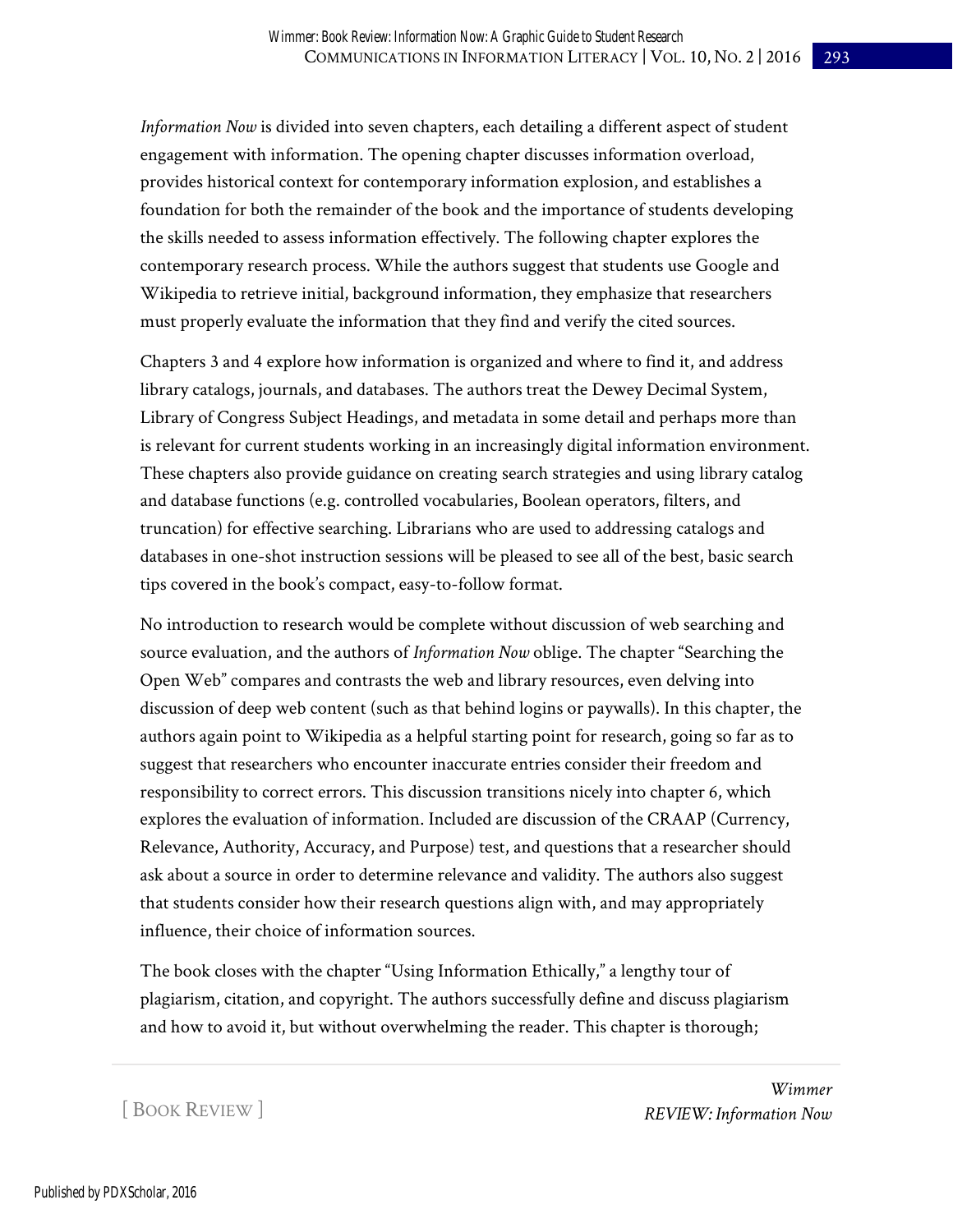*Information Now* is divided into seven chapters, each detailing a different aspect of student engagement with information. The opening chapter discusses information overload, provides historical context for contemporary information explosion, and establishes a foundation for both the remainder of the book and the importance of students developing the skills needed to assess information effectively. The following chapter explores the contemporary research process. While the authors suggest that students use Google and Wikipedia to retrieve initial, background information, they emphasize that researchers must properly evaluate the information that they find and verify the cited sources.

Chapters 3 and 4 explore how information is organized and where to find it, and address library catalogs, journals, and databases. The authors treat the Dewey Decimal System, Library of Congress Subject Headings, and metadata in some detail and perhaps more than is relevant for current students working in an increasingly digital information environment. These chapters also provide guidance on creating search strategies and using library catalog and database functions (e.g. controlled vocabularies, Boolean operators, filters, and truncation) for effective searching. Librarians who are used to addressing catalogs and databases in one-shot instruction sessions will be pleased to see all of the best, basic search tips covered in the book's compact, easy-to-follow format.

No introduction to research would be complete without discussion of web searching and source evaluation, and the authors of *Information Now* oblige. The chapter "Searching the Open Web" compares and contrasts the web and library resources, even delving into discussion of deep web content (such as that behind logins or paywalls). In this chapter, the authors again point to Wikipedia as a helpful starting point for research, going so far as to suggest that researchers who encounter inaccurate entries consider their freedom and responsibility to correct errors. This discussion transitions nicely into chapter 6, which explores the evaluation of information. Included are discussion of the CRAAP (Currency, Relevance, Authority, Accuracy, and Purpose) test, and questions that a researcher should ask about a source in order to determine relevance and validity. The authors also suggest that students consider how their research questions align with, and may appropriately influence, their choice of information sources.

The book closes with the chapter "Using Information Ethically," a lengthy tour of plagiarism, citation, and copyright. The authors successfully define and discuss plagiarism and how to avoid it, but without overwhelming the reader. This chapter is thorough;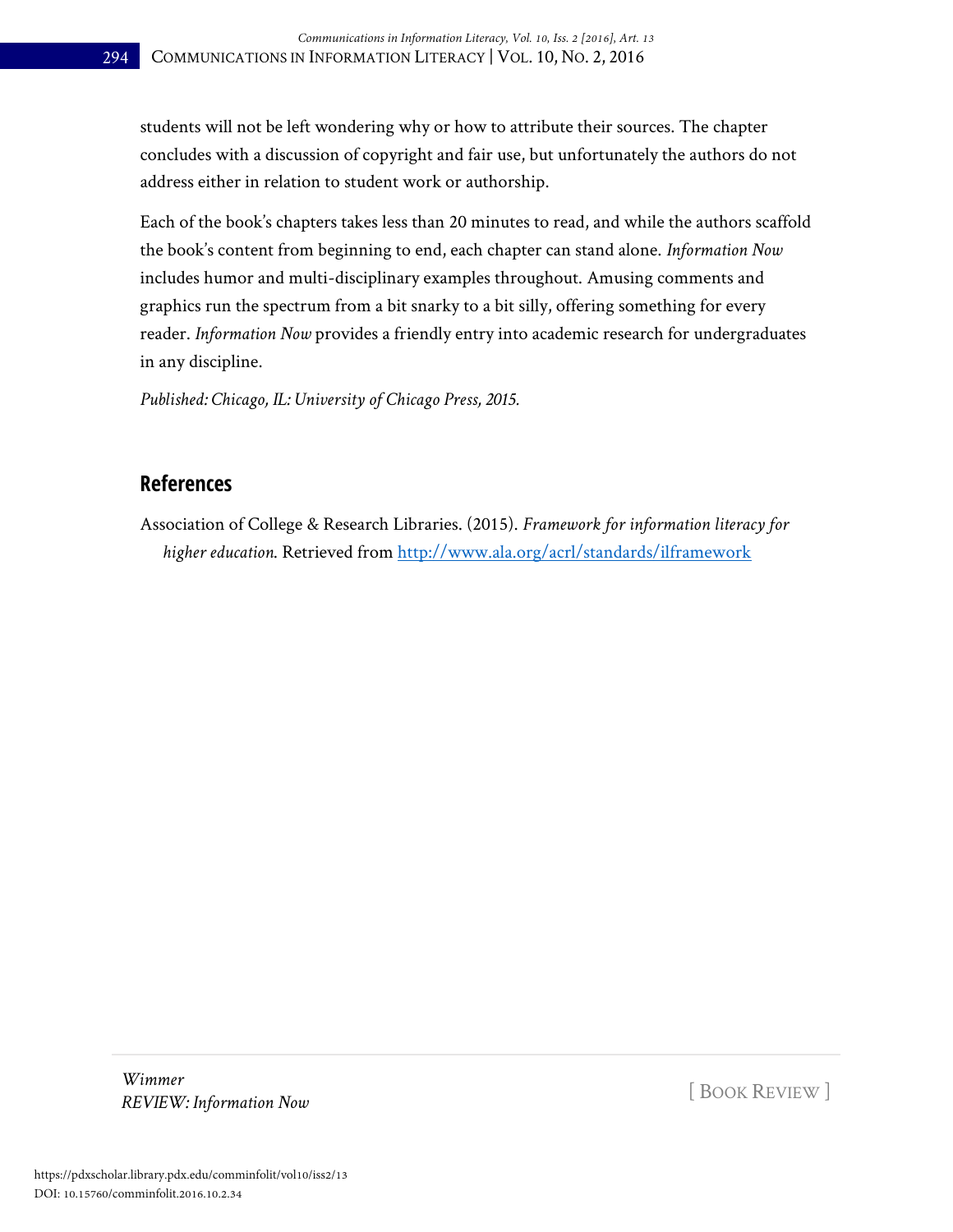students will not be left wondering why or how to attribute their sources. The chapter concludes with a discussion of copyright and fair use, but unfortunately the authors do not address either in relation to student work or authorship.

Each of the book's chapters takes less than 20 minutes to read, and while the authors scaffold the book's content from beginning to end, each chapter can stand alone. *Information Now* includes humor and multi-disciplinary examples throughout. Amusing comments and graphics run the spectrum from a bit snarky to a bit silly, offering something for every reader. *Information Now* provides a friendly entry into academic research for undergraduates in any discipline.

*Published: Chicago, IL: University of Chicago Press, 2015.*

## References

Association of College & Research Libraries. (2015). *Framework for information literacy for higher education.* Retrieved from http://www.ala.org/acrl/standards/ilframework